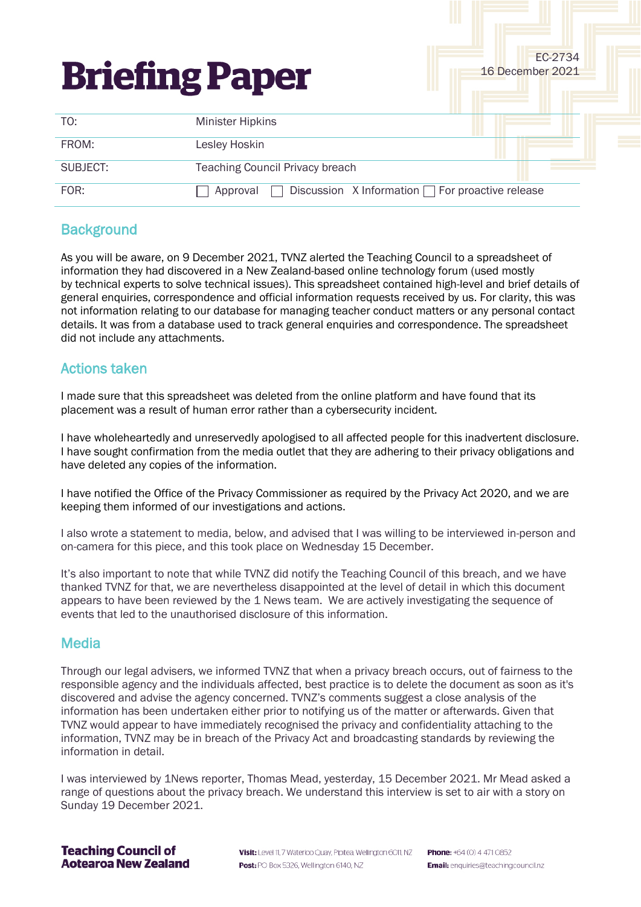# Briefing Paper

EC-2734
16 December 2021

| | |
|---|---|
| TO: | Minister Hipkins |
| FROM: | Lesley Hoskin |
| SUBJECT: | Teaching Council Privacy breach |
| FOR: | ☐ Approval ☐ Discussion X Information ☐ For proactive release |

## Background

As you will be aware, on 9 December 2021, TVNZ alerted the Teaching Council to a spreadsheet of information they had discovered in a New Zealand-based online technology forum (used mostly by technical experts to solve technical issues). This spreadsheet contained high-level and brief details of general enquiries, correspondence and official information requests received by us. For clarity, this was not information relating to our database for managing teacher conduct matters or any personal contact details. It was from a database used to track general enquiries and correspondence. The spreadsheet did not include any attachments.

## Actions taken

I made sure that this spreadsheet was deleted from the online platform and have found that its placement was a result of human error rather than a cybersecurity incident.

I have wholeheartedly and unreservedly apologised to all affected people for this inadvertent disclosure. I have sought confirmation from the media outlet that they are adhering to their privacy obligations and have deleted any copies of the information.

I have notified the Office of the Privacy Commissioner as required by the Privacy Act 2020, and we are keeping them informed of our investigations and actions.

I also wrote a statement to media, below, and advised that I was willing to be interviewed in-person and on-camera for this piece, and this took place on Wednesday 15 December.

It's also important to note that while TVNZ did notify the Teaching Council of this breach, and we have thanked TVNZ for that, we are nevertheless disappointed at the level of detail in which this document appears to have been reviewed by the 1 News team. We are actively investigating the sequence of events that led to the unauthorised disclosure of this information.

## Media

Through our legal advisers, we informed TVNZ that when a privacy breach occurs, out of fairness to the responsible agency and the individuals affected, best practice is to delete the document as soon as it's discovered and advise the agency concerned. TVNZ's comments suggest a close analysis of the information has been undertaken either prior to notifying us of the matter or afterwards. Given that TVNZ would appear to have immediately recognised the privacy and confidentiality attaching to the information, TVNZ may be in breach of the Privacy Act and broadcasting standards by reviewing the information in detail.

I was interviewed by 1News reporter, Thomas Mead, yesterday, 15 December 2021. Mr Mead asked a range of questions about the privacy breach. We understand this interview is set to air with a story on Sunday 19 December 2021.

**Teaching Council of Aotearoa New Zealand**

**Visit:** Level 11, 7 Waterloo Quay, Pipitea, Wellington 6011, NZ
**Post:** PO Box 5326, Wellington 6140, NZ
**Phone:** +64 (0) 4 471 0852
**Email:** enquiries@teachingcouncil.nz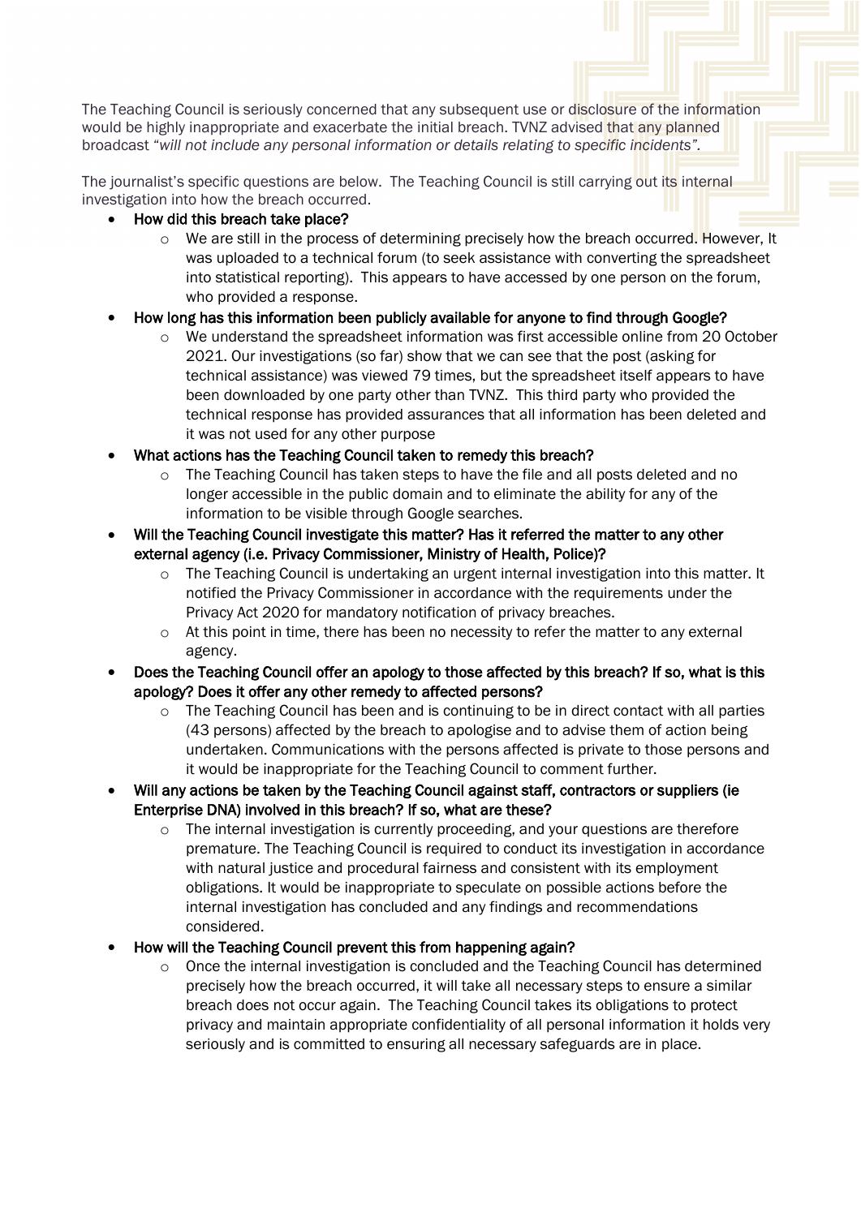The Teaching Council is seriously concerned that any subsequent use or disclosure of the information would be highly inappropriate and exacerbate the initial breach. TVNZ advised that any planned broadcast *"will not include any personal information or details relating to specific incidents"*.

The journalist's specific questions are below. The Teaching Council is still carrying out its internal investigation into how the breach occurred.

- How did this breach take place?
  - We are still in the process of determining precisely how the breach occurred. However, It was uploaded to a technical forum (to seek assistance with converting the spreadsheet into statistical reporting). This appears to have accessed by one person on the forum, who provided a response.
- How long has this information been publicly available for anyone to find through Google?
  - We understand the spreadsheet information was first accessible online from 20 October 2021. Our investigations (so far) show that we can see that the post (asking for technical assistance) was viewed 79 times, but the spreadsheet itself appears to have been downloaded by one party other than TVNZ. This third party who provided the technical response has provided assurances that all information has been deleted and it was not used for any other purpose
- What actions has the Teaching Council taken to remedy this breach?
  - The Teaching Council has taken steps to have the file and all posts deleted and no longer accessible in the public domain and to eliminate the ability for any of the information to be visible through Google searches.
- Will the Teaching Council investigate this matter? Has it referred the matter to any other external agency (i.e. Privacy Commissioner, Ministry of Health, Police)?
  - The Teaching Council is undertaking an urgent internal investigation into this matter. It notified the Privacy Commissioner in accordance with the requirements under the Privacy Act 2020 for mandatory notification of privacy breaches.
  - At this point in time, there has been no necessity to refer the matter to any external agency.
- Does the Teaching Council offer an apology to those affected by this breach? If so, what is this apology? Does it offer any other remedy to affected persons?
  - The Teaching Council has been and is continuing to be in direct contact with all parties (43 persons) affected by the breach to apologise and to advise them of action being undertaken. Communications with the persons affected is private to those persons and it would be inappropriate for the Teaching Council to comment further.
- Will any actions be taken by the Teaching Council against staff, contractors or suppliers (ie Enterprise DNA) involved in this breach? If so, what are these?
  - The internal investigation is currently proceeding, and your questions are therefore premature. The Teaching Council is required to conduct its investigation in accordance with natural justice and procedural fairness and consistent with its employment obligations. It would be inappropriate to speculate on possible actions before the internal investigation has concluded and any findings and recommendations considered.
- How will the Teaching Council prevent this from happening again?
  - Once the internal investigation is concluded and the Teaching Council has determined precisely how the breach occurred, it will take all necessary steps to ensure a similar breach does not occur again. The Teaching Council takes its obligations to protect privacy and maintain appropriate confidentiality of all personal information it holds very seriously and is committed to ensuring all necessary safeguards are in place.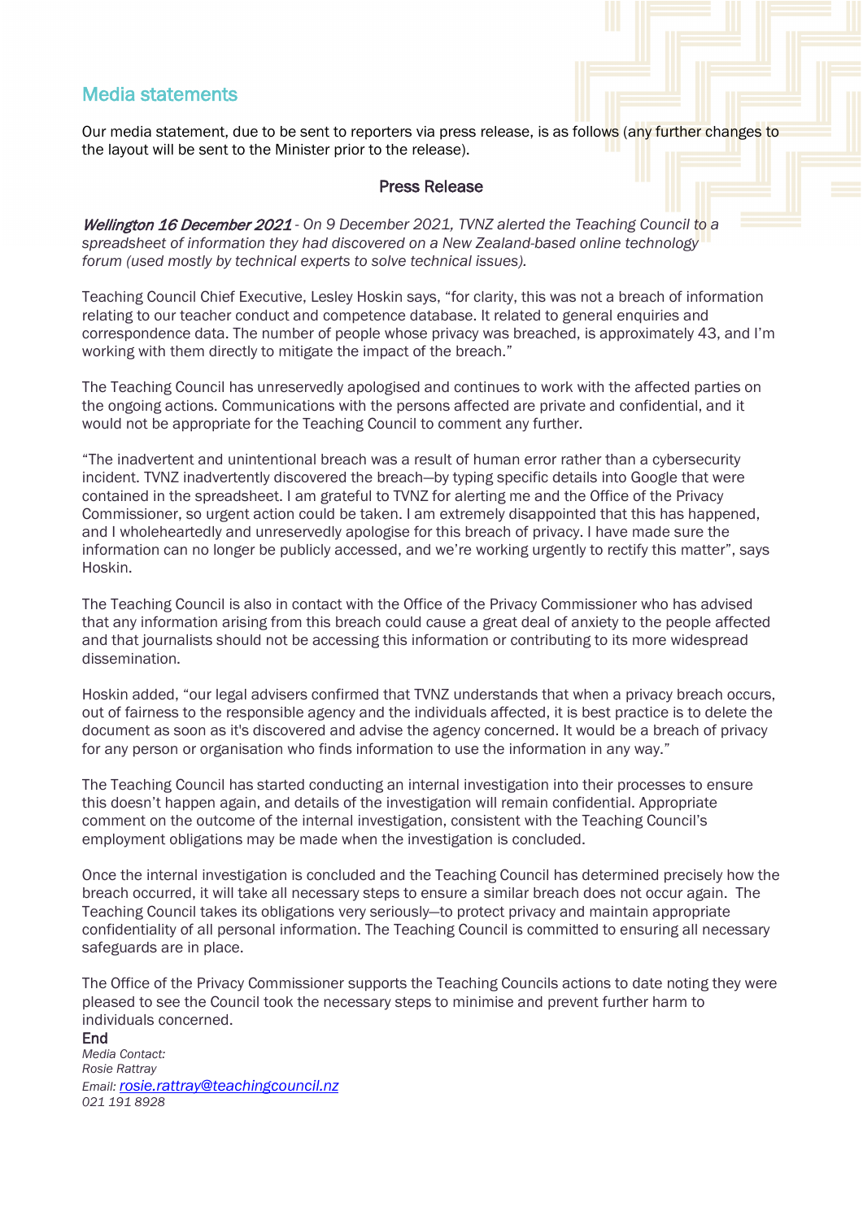## Media statements

Our media statement, due to be sent to reporters via press release, is as follows (any further changes to the layout will be sent to the Minister prior to the release).

### Press Release

***Wellington 16 December 2021*** *- On 9 December 2021, TVNZ alerted the Teaching Council to a spreadsheet of information they had discovered on a New Zealand-based online technology forum (used mostly by technical experts to solve technical issues).*

Teaching Council Chief Executive, Lesley Hoskin says, "for clarity, this was not a breach of information relating to our teacher conduct and competence database. It related to general enquiries and correspondence data. The number of people whose privacy was breached, is approximately 43, and I'm working with them directly to mitigate the impact of the breach."

The Teaching Council has unreservedly apologised and continues to work with the affected parties on the ongoing actions. Communications with the persons affected are private and confidential, and it would not be appropriate for the Teaching Council to comment any further.

"The inadvertent and unintentional breach was a result of human error rather than a cybersecurity incident. TVNZ inadvertently discovered the breach—by typing specific details into Google that were contained in the spreadsheet. I am grateful to TVNZ for alerting me and the Office of the Privacy Commissioner, so urgent action could be taken. I am extremely disappointed that this has happened, and I wholeheartedly and unreservedly apologise for this breach of privacy. I have made sure the information can no longer be publicly accessed, and we're working urgently to rectify this matter", says Hoskin.

The Teaching Council is also in contact with the Office of the Privacy Commissioner who has advised that any information arising from this breach could cause a great deal of anxiety to the people affected and that journalists should not be accessing this information or contributing to its more widespread dissemination.

Hoskin added, "our legal advisers confirmed that TVNZ understands that when a privacy breach occurs, out of fairness to the responsible agency and the individuals affected, it is best practice is to delete the document as soon as it's discovered and advise the agency concerned. It would be a breach of privacy for any person or organisation who finds information to use the information in any way."

The Teaching Council has started conducting an internal investigation into their processes to ensure this doesn't happen again, and details of the investigation will remain confidential. Appropriate comment on the outcome of the internal investigation, consistent with the Teaching Council's employment obligations may be made when the investigation is concluded.

Once the internal investigation is concluded and the Teaching Council has determined precisely how the breach occurred, it will take all necessary steps to ensure a similar breach does not occur again. The Teaching Council takes its obligations very seriously—to protect privacy and maintain appropriate confidentiality of all personal information. The Teaching Council is committed to ensuring all necessary safeguards are in place.

The Office of the Privacy Commissioner supports the Teaching Councils actions to date noting they were pleased to see the Council took the necessary steps to minimise and prevent further harm to individuals concerned.

End

*Media Contact:*
*Rosie Rattray*
*Email: [rosie.rattray@teachingcouncil.nz](mailto:rosie.rattray@teachingcouncil.nz)*
*021 191 8928*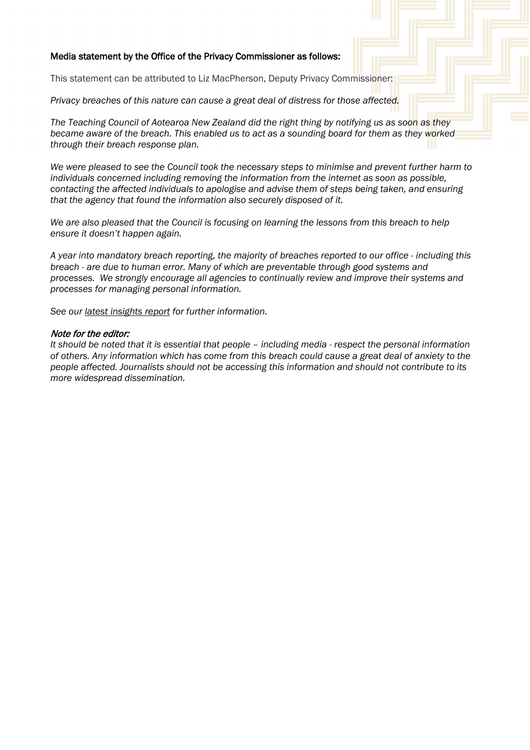**Media statement by the Office of the Privacy Commissioner as follows:**

This statement can be attributed to Liz MacPherson, Deputy Privacy Commissioner:

*Privacy breaches of this nature can cause a great deal of distress for those affected.*

*The Teaching Council of Aotearoa New Zealand did the right thing by notifying us as soon as they became aware of the breach. This enabled us to act as a sounding board for them as they worked through their breach response plan.*

*We were pleased to see the Council took the necessary steps to minimise and prevent further harm to individuals concerned including removing the information from the internet as soon as possible, contacting the affected individuals to apologise and advise them of steps being taken, and ensuring that the agency that found the information also securely disposed of it.*

*We are also pleased that the Council is focusing on learning the lessons from this breach to help ensure it doesn't happen again.*

*A year into mandatory breach reporting, the majority of breaches reported to our office - including this breach - are due to human error. Many of which are preventable through good systems and processes. We strongly encourage all agencies to continually review and improve their systems and processes for managing personal information.*

*See our latest insights report for further information.*

***Note for the editor:***

*It should be noted that it is essential that people – including media - respect the personal information of others. Any information which has come from this breach could cause a great deal of anxiety to the people affected. Journalists should not be accessing this information and should not contribute to its more widespread dissemination.*